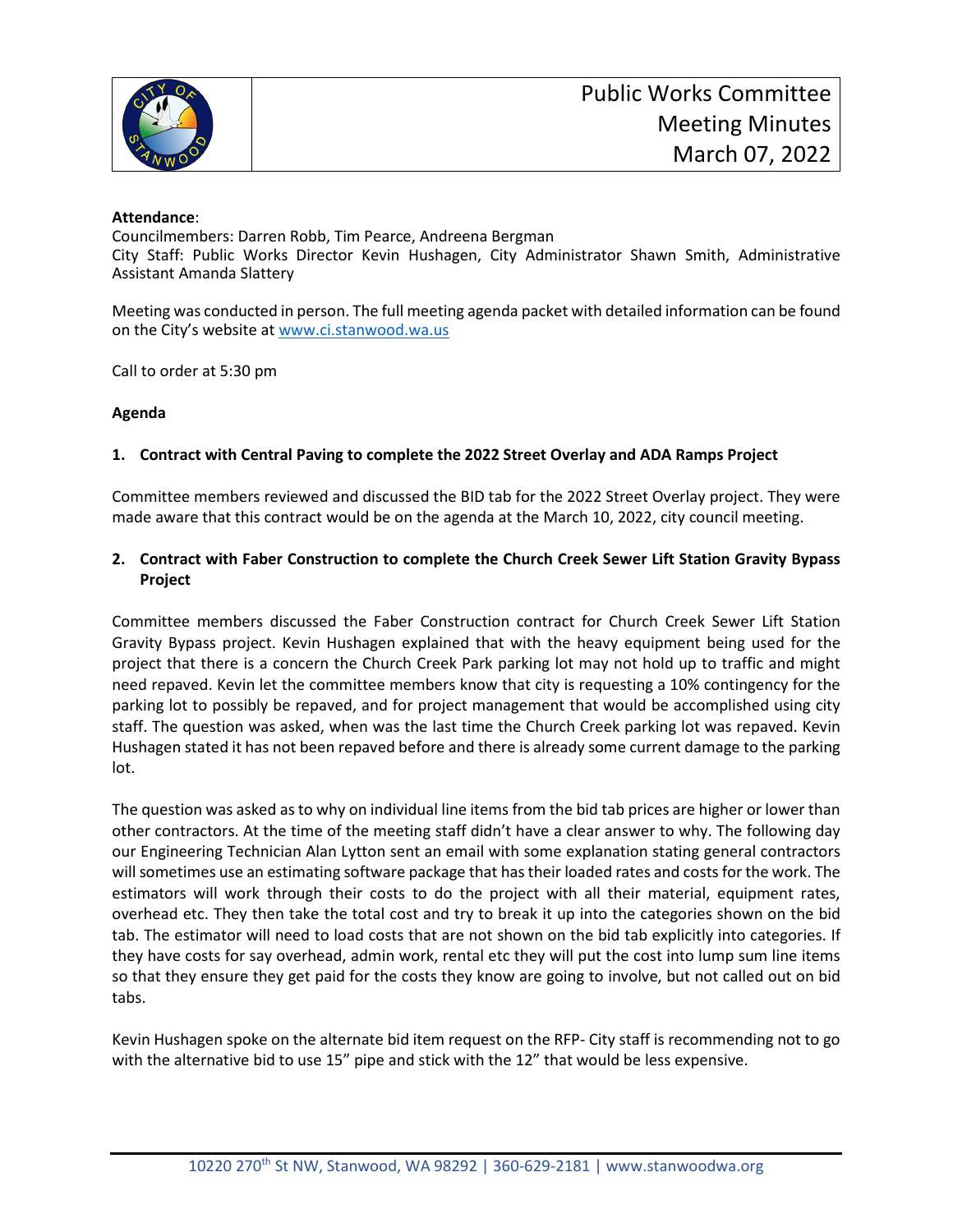# Public Works Committee Meeting Minutes March 07, 2022

**Attendance**:
Councilmembers: Darren Robb, Tim Pearce, Andreena Bergman
City Staff: Public Works Director Kevin Hushagen, City Administrator Shawn Smith, Administrative Assistant Amanda Slattery

Meeting was conducted in person. The full meeting agenda packet with detailed information can be found on the City's website at www.ci.stanwood.wa.us

Call to order at 5:30 pm

**Agenda**

**1. Contract with Central Paving to complete the 2022 Street Overlay and ADA Ramps Project**

Committee members reviewed and discussed the BID tab for the 2022 Street Overlay project. They were made aware that this contract would be on the agenda at the March 10, 2022, city council meeting.

**2. Contract with Faber Construction to complete the Church Creek Sewer Lift Station Gravity Bypass Project**

Committee members discussed the Faber Construction contract for Church Creek Sewer Lift Station Gravity Bypass project. Kevin Hushagen explained that with the heavy equipment being used for the project that there is a concern the Church Creek Park parking lot may not hold up to traffic and might need repaved. Kevin let the committee members know that city is requesting a 10% contingency for the parking lot to possibly be repaved, and for project management that would be accomplished using city staff. The question was asked, when was the last time the Church Creek parking lot was repaved. Kevin Hushagen stated it has not been repaved before and there is already some current damage to the parking lot.

The question was asked as to why on individual line items from the bid tab prices are higher or lower than other contractors. At the time of the meeting staff didn't have a clear answer to why. The following day our Engineering Technician Alan Lytton sent an email with some explanation stating general contractors will sometimes use an estimating software package that has their loaded rates and costs for the work. The estimators will work through their costs to do the project with all their material, equipment rates, overhead etc. They then take the total cost and try to break it up into the categories shown on the bid tab. The estimator will need to load costs that are not shown on the bid tab explicitly into categories. If they have costs for say overhead, admin work, rental etc they will put the cost into lump sum line items so that they ensure they get paid for the costs they know are going to involve, but not called out on bid tabs.

Kevin Hushagen spoke on the alternate bid item request on the RFP- City staff is recommending not to go with the alternative bid to use 15" pipe and stick with the 12" that would be less expensive.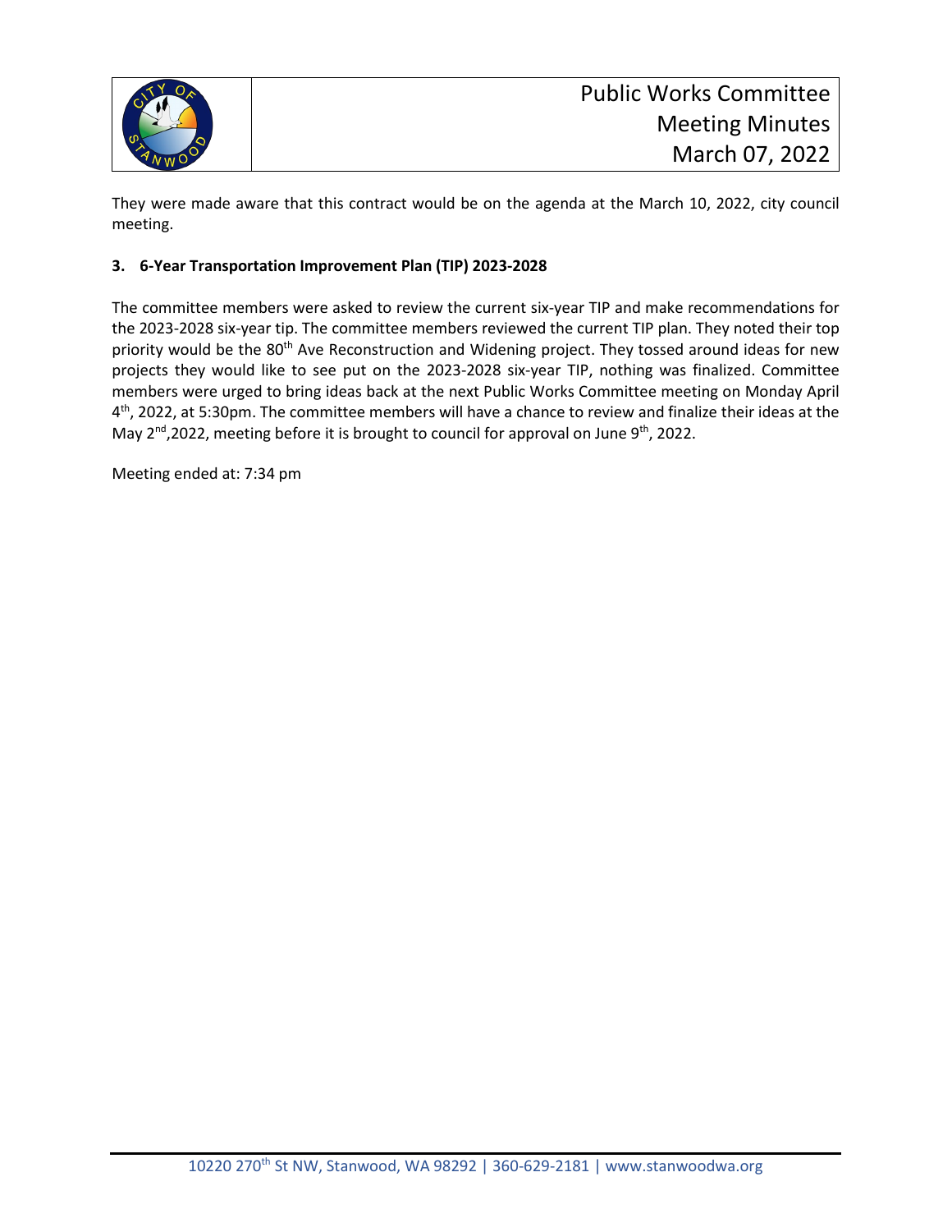They were made aware that this contract would be on the agenda at the March 10, 2022, city council meeting.

**3. 6-Year Transportation Improvement Plan (TIP) 2023-2028**

The committee members were asked to review the current six-year TIP and make recommendations for the 2023-2028 six-year tip. The committee members reviewed the current TIP plan. They noted their top priority would be the 80th Ave Reconstruction and Widening project. They tossed around ideas for new projects they would like to see put on the 2023-2028 six-year TIP, nothing was finalized. Committee members were urged to bring ideas back at the next Public Works Committee meeting on Monday April 4th, 2022, at 5:30pm. The committee members will have a chance to review and finalize their ideas at the May 2nd,2022, meeting before it is brought to council for approval on June 9th, 2022.

Meeting ended at: 7:34 pm